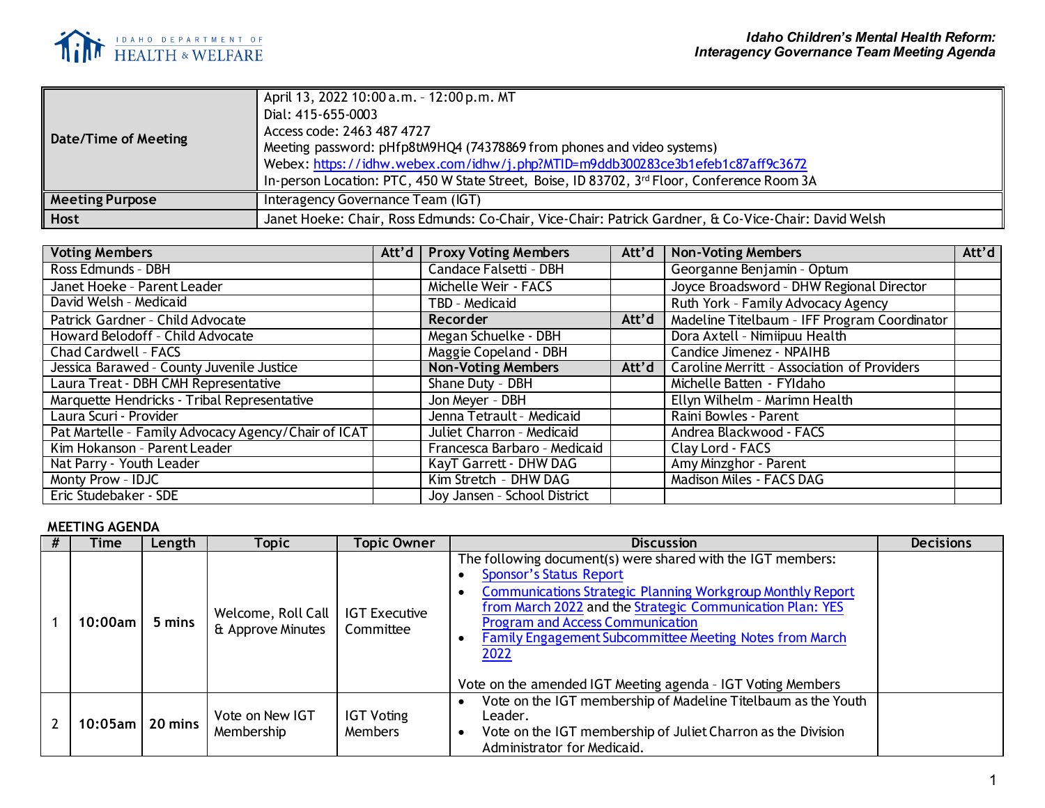IDAHO DEPARTMENT OF HEALTH & WELFARE

***Idaho Children's Mental Health Reform: Interagency Governance Team Meeting Agenda***

| | |
|---|---|
| **Date/Time of Meeting** | April 13, 2022 10:00 a.m. – 12:00 p.m. MT<br>Dial: 415-655-0003<br>Access code: 2463 487 4727<br>Meeting password: pHfp8tM9HQ4 (74378869 from phones and video systems)<br>Webex: https://idhw.webex.com/idhw/j.php?MTID=m9ddb300283ce3b1efeb1c87aff9c3672<br>In-person Location: PTC, 450 W State Street, Boise, ID 83702, 3rd Floor, Conference Room 3A |
| **Meeting Purpose** | Interagency Governance Team (IGT) |
| **Host** | Janet Hoeke: Chair, Ross Edmunds: Co-Chair, Vice-Chair: Patrick Gardner, & Co-Vice-Chair: David Welsh |

| Voting Members | Att'd | Proxy Voting Members | Att'd | Non-Voting Members | Att'd |
|---|---|---|---|---|---|
| Ross Edmunds – DBH | | Candace Falsetti – DBH | | Georganne Benjamin – Optum | |
| Janet Hoeke – Parent Leader | | Michelle Weir – FACS | | Joyce Broadsword – DHW Regional Director | |
| David Welsh – Medicaid | | TBD – Medicaid | | Ruth York – Family Advocacy Agency | |
| Patrick Gardner – Child Advocate | | **Recorder** | **Att'd** | Madeline Titelbaum – IFF Program Coordinator | |
| Howard Belodoff – Child Advocate | | Megan Schuelke – DBH | | Dora Axtell – Nimiipuu Health | |
| Chad Cardwell – FACS | | Maggie Copeland – DBH | | Candice Jimenez – NPAIHB | |
| Jessica Barawed – County Juvenile Justice | | **Non-Voting Members** | **Att'd** | Caroline Merritt – Association of Providers | |
| Laura Treat - DBH CMH Representative | | Shane Duty – DBH | | Michelle Batten – FYIdaho | |
| Marquette Hendricks - Tribal Representative | | Jon Meyer – DBH | | Ellyn Wilhelm – Marimn Health | |
| Laura Scuri - Provider | | Jenna Tetrault - Medicaid | | Raini Bowles - Parent | |
| Pat Martelle – Family Advocacy Agency/Chair of ICAT | | Juliet Charron – Medicaid | | Andrea Blackwood - FACS | |
| Kim Hokanson – Parent Leader | | Francesca Barbaro – Medicaid | | Clay Lord - FACS | |
| Nat Parry - Youth Leader | | KayT Garrett – DHW DAG | | Amy Minzghor - Parent | |
| Monty Prow – IDJC | | Kim Stretch – DHW DAG | | Madison Miles – FACS DAG | |
| Eric Studebaker - SDE | | Joy Jansen – School District | | | |

**MEETING AGENDA**

| # | Time | Length | Topic | Topic Owner | Discussion | Decisions |
|---|---|---|---|---|---|---|
| 1 | **10:00am** | **5 mins** | Welcome, Roll Call & Approve Minutes | IGT Executive Committee | The following document(s) were shared with the IGT members:<br>• Sponsor's Status Report<br>• Communications Strategic Planning Workgroup Monthly Report from March 2022 and the Strategic Communication Plan: YES Program and Access Communication<br>• Family Engagement Subcommittee Meeting Notes from March 2022<br><br>Vote on the amended IGT Meeting agenda – IGT Voting Members | |
| 2 | **10:05am** | **20 mins** | Vote on New IGT Membership | IGT Voting Members | • Vote on the IGT membership of Madeline Titelbaum as the Youth Leader.<br>• Vote on the IGT membership of Juliet Charron as the Division Administrator for Medicaid. | |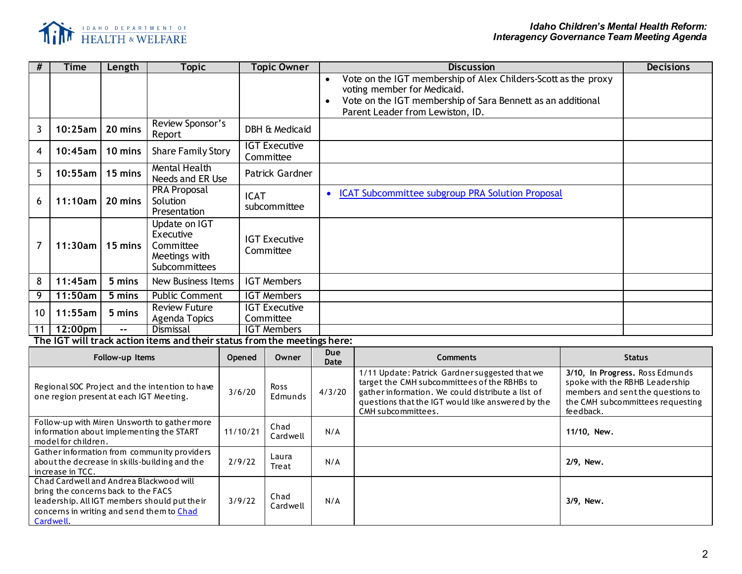| # | Time | Length | Topic | Topic Owner | Discussion | Decisions |
|---|---|---|---|---|---|---|
| | | | | | • Vote on the IGT membership of Alex Childers-Scott as the proxy voting member for Medicaid.<br>• Vote on the IGT membership of Sara Bennett as an additional Parent Leader from Lewiston, ID. | |
| 3 | 10:25am | 20 mins | Review Sponsor's Report | DBH & Medicaid | | |
| 4 | 10:45am | 10 mins | Share Family Story | IGT Executive Committee | | |
| 5 | 10:55am | 15 mins | Mental Health Needs and ER Use | Patrick Gardner | | |
| 6 | 11:10am | 20 mins | PRA Proposal Solution Presentation | ICAT subcommittee | • ICAT Subcommittee subgroup PRA Solution Proposal | |
| 7 | 11:30am | 15 mins | Update on IGT Executive Committee Meetings with Subcommittees | IGT Executive Committee | | |
| 8 | 11:45am | 5 mins | New Business Items | IGT Members | | |
| 9 | 11:50am | 5 mins | Public Comment | IGT Members | | |
| 10 | 11:55am | 5 mins | Review Future Agenda Topics | IGT Executive Committee | | |
| 11 | 12:00pm | -- | Dismissal | IGT Members | | |

**The IGT will track action items and their status from the meetings here:**

| Follow-up Items | Opened | Owner | Due Date | Comments | Status |
|---|---|---|---|---|---|
| Regional SOC Project and the intention to have one region present at each IGT Meeting. | 3/6/20 | Ross Edmunds | 4/3/20 | 1/11 Update: Patrick Gardner suggested that we target the CMH subcommittees of the RBHBs to gather information. We could distribute a list of questions that the IGT would like answered by the CMH subcommittees. | **3/10, In Progress.** Ross Edmunds spoke with the RBHB Leadership members and sent the questions to the CMH subcommittees requesting feedback. |
| Follow-up with Miren Unsworth to gather more information about implementing the START model for children. | 11/10/21 | Chad Cardwell | N/A | | **11/10, New.** |
| Gather information from community providers about the decrease in skills-building and the increase in TCC. | 2/9/22 | Laura Treat | N/A | | **2/9, New.** |
| Chad Cardwell and Andrea Blackwood will bring the concerns back to the FACS leadership. All IGT members should put their concerns in writing and send them to Chad Cardwell. | 3/9/22 | Chad Cardwell | N/A | | **3/9, New.** |